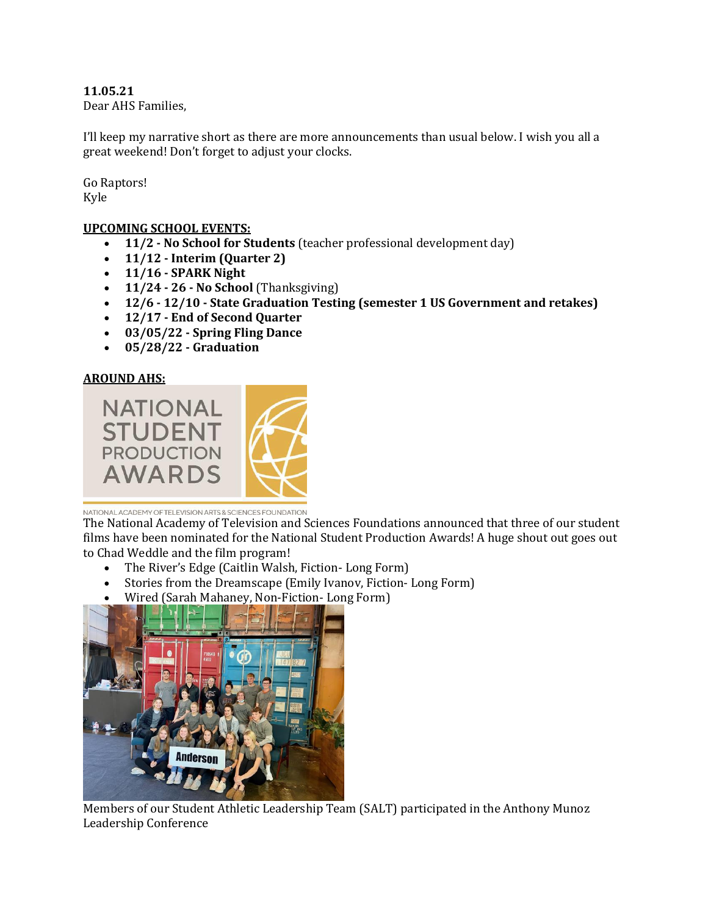**11.05.21**
Dear AHS Families,

I'll keep my narrative short as there are more announcements than usual below. I wish you all a great weekend! Don't forget to adjust your clocks.

Go Raptors!
Kyle

**UPCOMING SCHOOL EVENTS:**

- **11/2 - No School for Students** (teacher professional development day)
- **11/12 - Interim (Quarter 2)**
- **11/16 - SPARK Night**
- **11/24 - 26 - No School** (Thanksgiving)
- **12/6 - 12/10 - State Graduation Testing (semester 1 US Government and retakes)**
- **12/17 - End of Second Quarter**
- **03/05/22 - Spring Fling Dance**
- **05/28/22 - Graduation**

**AROUND AHS:**

The National Academy of Television and Sciences Foundations announced that three of our student films have been nominated for the National Student Production Awards! A huge shout out goes out to Chad Weddle and the film program!

- The River's Edge (Caitlin Walsh, Fiction- Long Form)
- Stories from the Dreamscape (Emily Ivanov, Fiction- Long Form)
- Wired (Sarah Mahaney, Non-Fiction- Long Form)

Members of our Student Athletic Leadership Team (SALT) participated in the Anthony Munoz Leadership Conference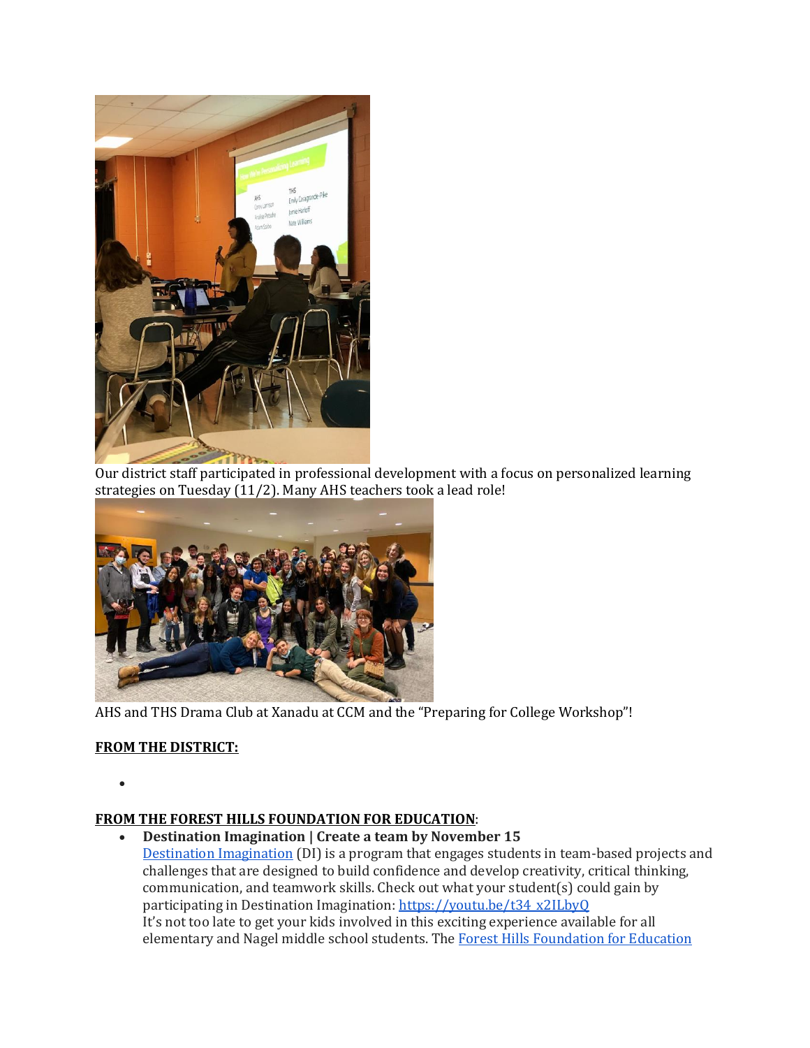Our district staff participated in professional development with a focus on personalized learning strategies on Tuesday (11/2). Many AHS teachers took a lead role!

AHS and THS Drama Club at Xanadu at CCM and the "Preparing for College Workshop"!

**FROM THE DISTRICT:**

- 

**FROM THE FOREST HILLS FOUNDATION FOR EDUCATION**:

- **Destination Imagination | Create a team by November 15**
  [Destination Imagination](Destination Imagination) (DI) is a program that engages students in team-based projects and challenges that are designed to build confidence and develop creativity, critical thinking, communication, and teamwork skills. Check out what your student(s) could gain by participating in Destination Imagination: [https://youtu.be/t34_x2ILbyQ](https://youtu.be/t34_x2ILbyQ)
  It's not too late to get your kids involved in this exciting experience available for all elementary and Nagel middle school students. The [Forest Hills Foundation for Education](Forest Hills Foundation for Education)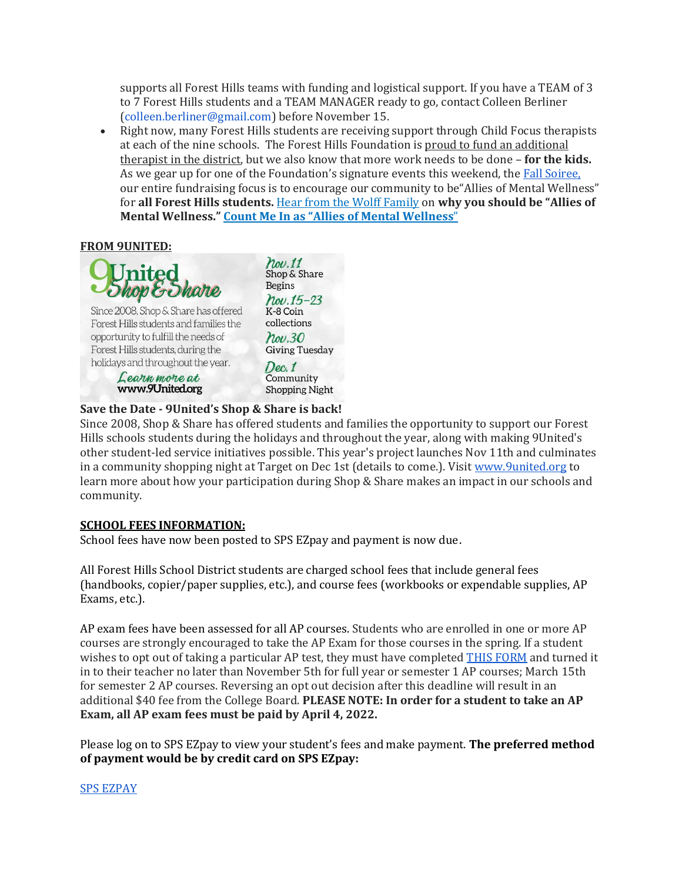supports all Forest Hills teams with funding and logistical support. If you have a TEAM of 3 to 7 Forest Hills students and a TEAM MANAGER ready to go, contact Colleen Berliner (colleen.berliner@gmail.com) before November 15.

- Right now, many Forest Hills students are receiving support through Child Focus therapists at each of the nine schools. The Forest Hills Foundation is proud to fund an additional therapist in the district, but we also know that more work needs to be done – **for the kids.** As we gear up for one of the Foundation's signature events this weekend, the Fall Soiree, our entire fundraising focus is to encourage our community to be"Allies of Mental Wellness" for **all Forest Hills students.** Hear from the Wolff Family on **why you should be "Allies of Mental Wellness."** **Count Me In as "Allies of Mental Wellness"**

**FROM 9UNITED:**

9United Shop & Share

Since 2008, Shop & Share has offered Forest Hills students and families the opportunity to fulfill the needs of Forest Hills students, during the holidays and throughout the year.

Learn more at www.9United.org

Nov. 11 Shop & Share Begins

Nov. 15–23 K-8 Coin collections

Nov. 30 Giving Tuesday

Dec. 1 Community Shopping Night

**Save the Date - 9United's Shop & Share is back!**

Since 2008, Shop & Share has offered students and families the opportunity to support our Forest Hills schools students during the holidays and throughout the year, along with making 9United's other student-led service initiatives possible. This year's project launches Nov 11th and culminates in a community shopping night at Target on Dec 1st (details to come.). Visit www.9united.org to learn more about how your participation during Shop & Share makes an impact in our schools and community.

**SCHOOL FEES INFORMATION:**

School fees have now been posted to SPS EZpay and payment is now due.

All Forest Hills School District students are charged school fees that include general fees (handbooks, copier/paper supplies, etc.), and course fees (workbooks or expendable supplies, AP Exams, etc.).

AP exam fees have been assessed for all AP courses. Students who are enrolled in one or more AP courses are strongly encouraged to take the AP Exam for those courses in the spring. If a student wishes to opt out of taking a particular AP test, they must have completed THIS FORM and turned it in to their teacher no later than November 5th for full year or semester 1 AP courses; March 15th for semester 2 AP courses. Reversing an opt out decision after this deadline will result in an additional $40 fee from the College Board. **PLEASE NOTE: In order for a student to take an AP Exam, all AP exam fees must be paid by April 4, 2022.**

Please log on to SPS EZpay to view your student's fees and make payment. **The preferred method of payment would be by credit card on SPS EZpay:**

SPS EZPAY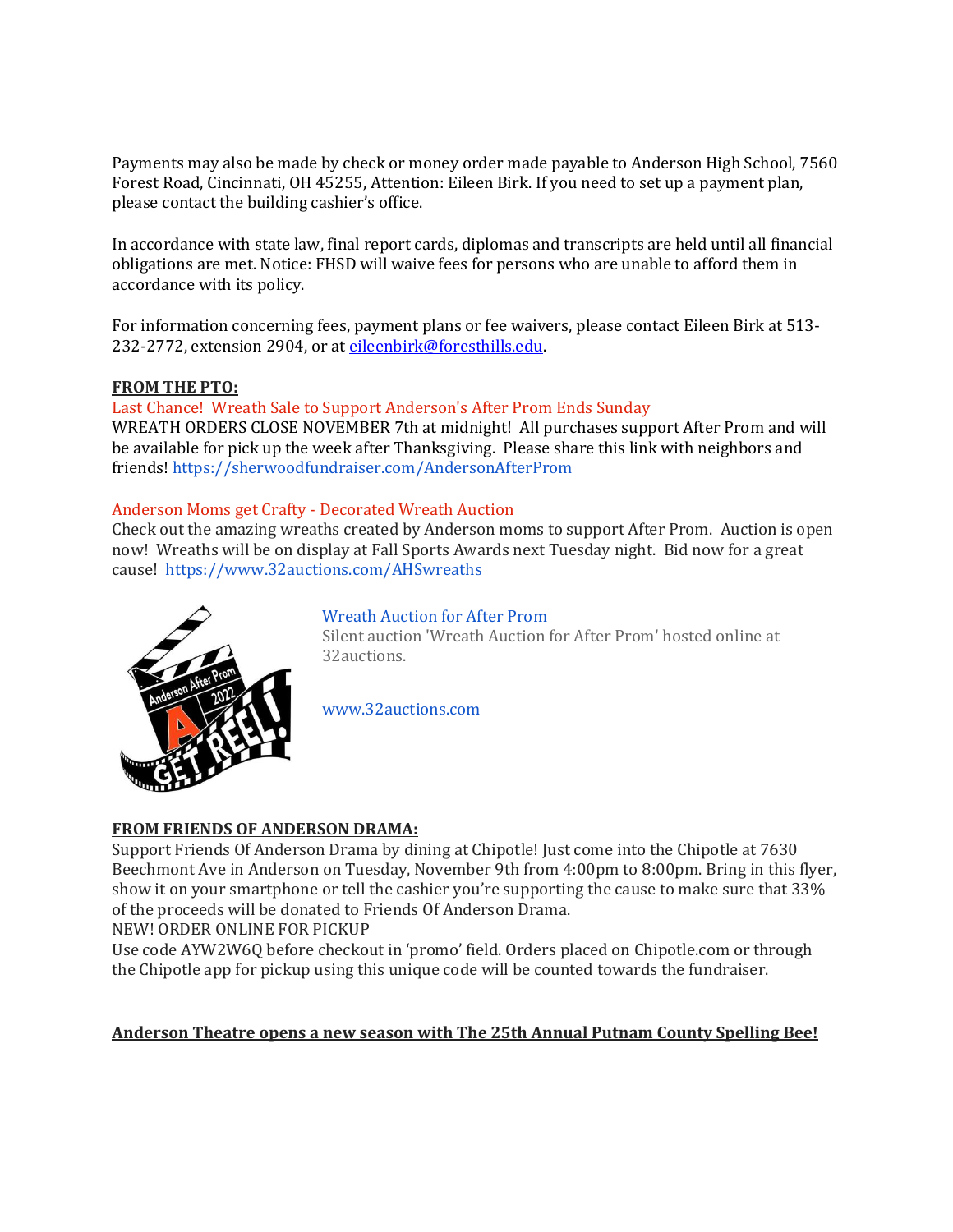Payments may also be made by check or money order made payable to Anderson High School, 7560 Forest Road, Cincinnati, OH 45255, Attention: Eileen Birk. If you need to set up a payment plan, please contact the building cashier's office.

In accordance with state law, final report cards, diplomas and transcripts are held until all financial obligations are met. Notice: FHSD will waive fees for persons who are unable to afford them in accordance with its policy.

For information concerning fees, payment plans or fee waivers, please contact Eileen Birk at 513-232-2772, extension 2904, or at eileenbirk@foresthills.edu.

**FROM THE PTO:**

Last Chance! Wreath Sale to Support Anderson's After Prom Ends Sunday

WREATH ORDERS CLOSE NOVEMBER 7th at midnight! All purchases support After Prom and will be available for pick up the week after Thanksgiving. Please share this link with neighbors and friends! https://sherwoodfundraiser.com/AndersonAfterProm

Anderson Moms get Crafty - Decorated Wreath Auction

Check out the amazing wreaths created by Anderson moms to support After Prom. Auction is open now! Wreaths will be on display at Fall Sports Awards next Tuesday night. Bid now for a great cause! https://www.32auctions.com/AHSwreaths

Wreath Auction for After Prom

Silent auction 'Wreath Auction for After Prom' hosted online at 32auctions.

www.32auctions.com

**FROM FRIENDS OF ANDERSON DRAMA:**

Support Friends Of Anderson Drama by dining at Chipotle! Just come into the Chipotle at 7630 Beechmont Ave in Anderson on Tuesday, November 9th from 4:00pm to 8:00pm. Bring in this flyer, show it on your smartphone or tell the cashier you're supporting the cause to make sure that 33% of the proceeds will be donated to Friends Of Anderson Drama.

NEW! ORDER ONLINE FOR PICKUP

Use code AYW2W6Q before checkout in 'promo' field. Orders placed on Chipotle.com or through the Chipotle app for pickup using this unique code will be counted towards the fundraiser.

**Anderson Theatre opens a new season with The 25th Annual Putnam County Spelling Bee!**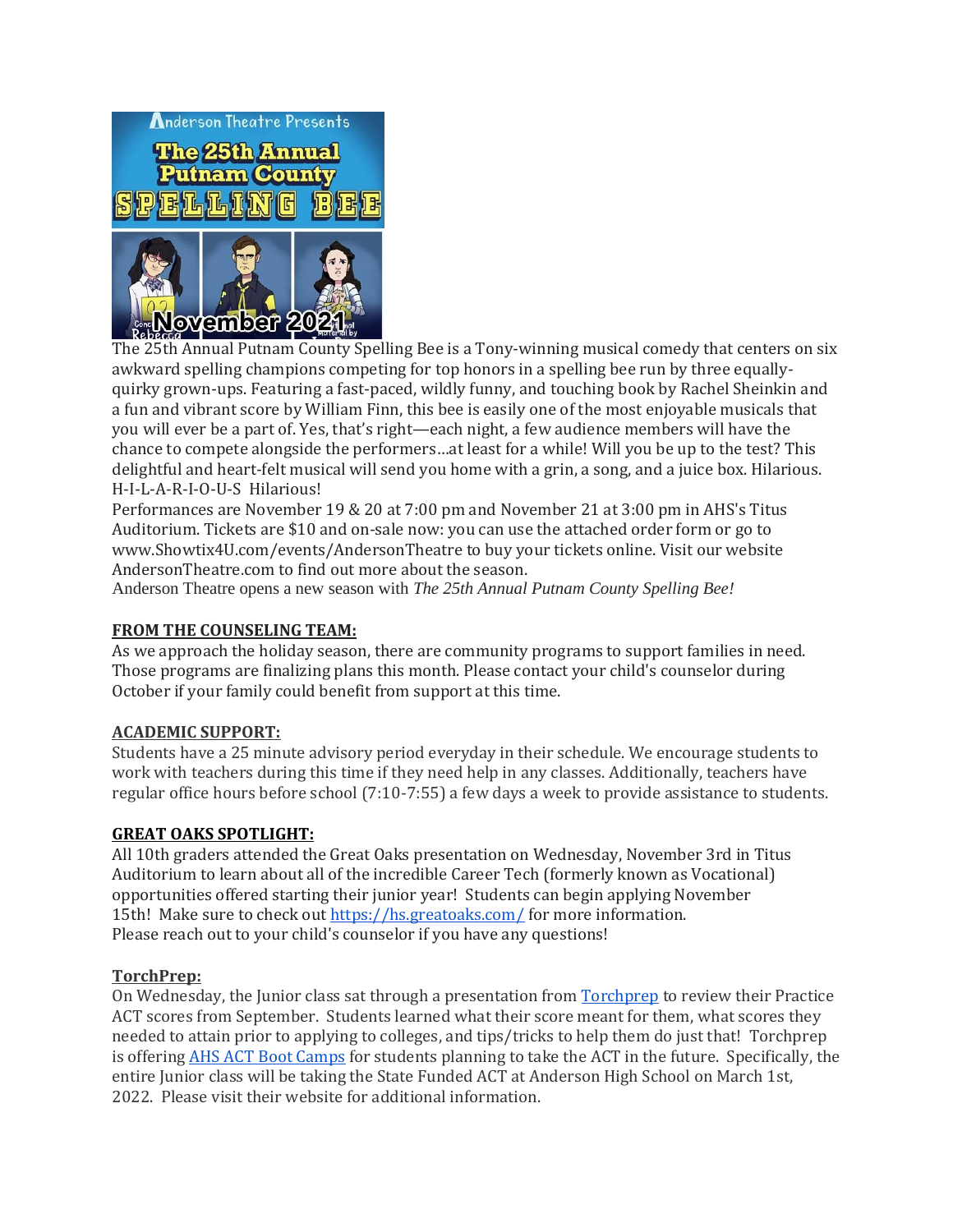The 25th Annual Putnam County Spelling Bee is a Tony-winning musical comedy that centers on six awkward spelling champions competing for top honors in a spelling bee run by three equally-quirky grown-ups. Featuring a fast-paced, wildly funny, and touching book by Rachel Sheinkin and a fun and vibrant score by William Finn, this bee is easily one of the most enjoyable musicals that you will ever be a part of. Yes, that's right—each night, a few audience members will have the chance to compete alongside the performers…at least for a while! Will you be up to the test? This delightful and heart-felt musical will send you home with a grin, a song, and a juice box. Hilarious. H-I-L-A-R-I-O-U-S Hilarious!

Performances are November 19 & 20 at 7:00 pm and November 21 at 3:00 pm in AHS's Titus Auditorium. Tickets are $10 and on-sale now: you can use the attached order form or go to www.Showtix4U.com/events/AndersonTheatre to buy your tickets online. Visit our website AndersonTheatre.com to find out more about the season.

Anderson Theatre opens a new season with *The 25th Annual Putnam County Spelling Bee!*

**FROM THE COUNSELING TEAM:**

As we approach the holiday season, there are community programs to support families in need. Those programs are finalizing plans this month. Please contact your child's counselor during October if your family could benefit from support at this time.

**ACADEMIC SUPPORT:**

Students have a 25 minute advisory period everyday in their schedule. We encourage students to work with teachers during this time if they need help in any classes. Additionally, teachers have regular office hours before school (7:10-7:55) a few days a week to provide assistance to students.

**GREAT OAKS SPOTLIGHT:**

All 10th graders attended the Great Oaks presentation on Wednesday, November 3rd in Titus Auditorium to learn about all of the incredible Career Tech (formerly known as Vocational) opportunities offered starting their junior year! Students can begin applying November 15th! Make sure to check out https://hs.greatoaks.com/ for more information.
Please reach out to your child's counselor if you have any questions!

**TorchPrep:**

On Wednesday, the Junior class sat through a presentation from Torchprep to review their Practice ACT scores from September. Students learned what their score meant for them, what scores they needed to attain prior to applying to colleges, and tips/tricks to help them do just that! Torchprep is offering AHS ACT Boot Camps for students planning to take the ACT in the future. Specifically, the entire Junior class will be taking the State Funded ACT at Anderson High School on March 1st, 2022. Please visit their website for additional information.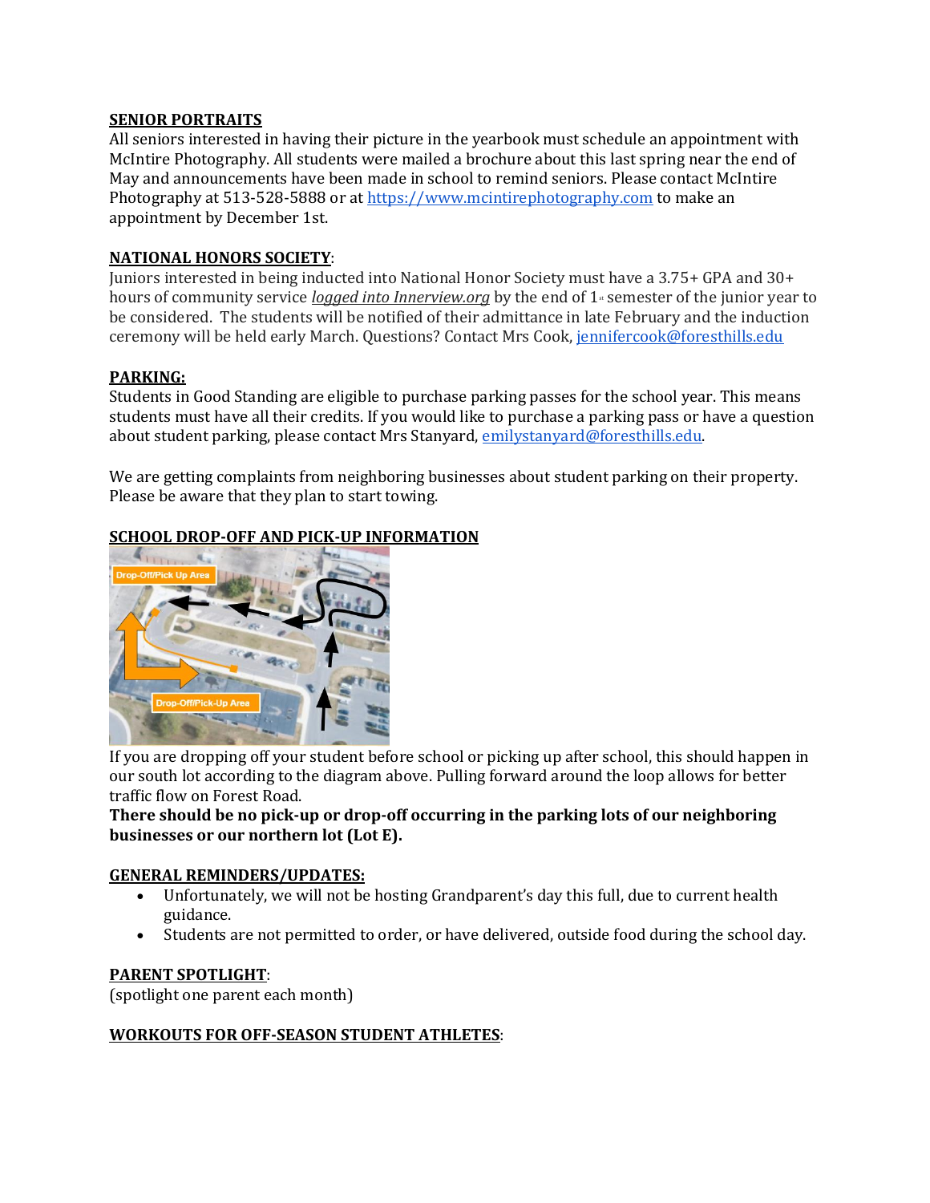**SENIOR PORTRAITS**

All seniors interested in having their picture in the yearbook must schedule an appointment with McIntire Photography. All students were mailed a brochure about this last spring near the end of May and announcements have been made in school to remind seniors. Please contact McIntire Photography at 513-528-5888 or at https://www.mcintirephotography.com to make an appointment by December 1st.

**NATIONAL HONORS SOCIETY**:

Juniors interested in being inducted into National Honor Society must have a 3.75+ GPA and 30+ hours of community service *logged into Innerview.org* by the end of 1st semester of the junior year to be considered. The students will be notified of their admittance in late February and the induction ceremony will be held early March. Questions? Contact Mrs Cook, jennifercook@foresthills.edu

**PARKING:**

Students in Good Standing are eligible to purchase parking passes for the school year. This means students must have all their credits. If you would like to purchase a parking pass or have a question about student parking, please contact Mrs Stanyard, emilystanyard@foresthills.edu.

We are getting complaints from neighboring businesses about student parking on their property. Please be aware that they plan to start towing.

**SCHOOL DROP-OFF AND PICK-UP INFORMATION**

Drop-Off/Pick Up Area

Drop-Off/Pick-Up Area

If you are dropping off your student before school or picking up after school, this should happen in our south lot according to the diagram above. Pulling forward around the loop allows for better traffic flow on Forest Road.

**There should be no pick-up or drop-off occurring in the parking lots of our neighboring businesses or our northern lot (Lot E).**

**GENERAL REMINDERS/UPDATES:**

- Unfortunately, we will not be hosting Grandparent's day this full, due to current health guidance.
- Students are not permitted to order, or have delivered, outside food during the school day.

**PARENT SPOTLIGHT**:

(spotlight one parent each month)

**WORKOUTS FOR OFF-SEASON STUDENT ATHLETES**: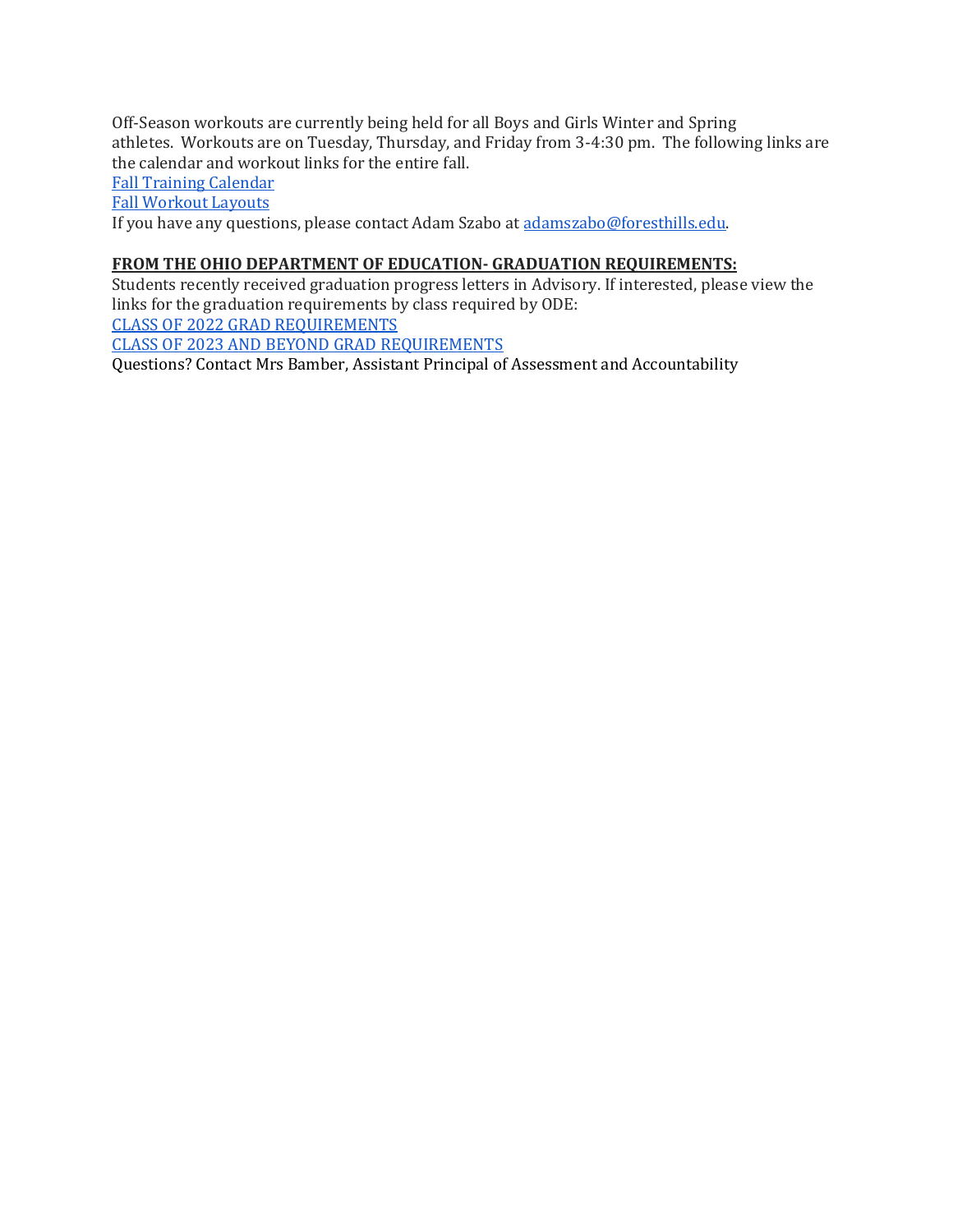Off-Season workouts are currently being held for all Boys and Girls Winter and Spring athletes. Workouts are on Tuesday, Thursday, and Friday from 3-4:30 pm. The following links are the calendar and workout links for the entire fall.
Fall Training Calendar
Fall Workout Layouts
If you have any questions, please contact Adam Szabo at adamszabo@foresthills.edu.

**FROM THE OHIO DEPARTMENT OF EDUCATION- GRADUATION REQUIREMENTS:**
Students recently received graduation progress letters in Advisory. If interested, please view the links for the graduation requirements by class required by ODE:
CLASS OF 2022 GRAD REQUIREMENTS
CLASS OF 2023 AND BEYOND GRAD REQUIREMENTS
Questions? Contact Mrs Bamber, Assistant Principal of Assessment and Accountability